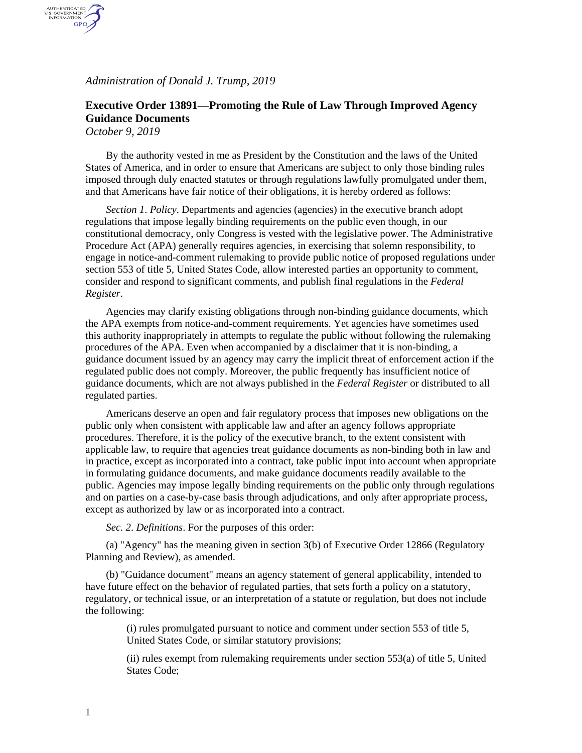*Administration of Donald J. Trump, 2019*

## Executive Order 13891—Promoting the Rule of Law Through Improved Agency Guidance Documents

*October 9, 2019*

By the authority vested in me as President by the Constitution and the laws of the United States of America, and in order to ensure that Americans are subject to only those binding rules imposed through duly enacted statutes or through regulations lawfully promulgated under them, and that Americans have fair notice of their obligations, it is hereby ordered as follows:

*Section 1*. *Policy*. Departments and agencies (agencies) in the executive branch adopt regulations that impose legally binding requirements on the public even though, in our constitutional democracy, only Congress is vested with the legislative power. The Administrative Procedure Act (APA) generally requires agencies, in exercising that solemn responsibility, to engage in notice-and-comment rulemaking to provide public notice of proposed regulations under section 553 of title 5, United States Code, allow interested parties an opportunity to comment, consider and respond to significant comments, and publish final regulations in the *Federal Register*.

Agencies may clarify existing obligations through non-binding guidance documents, which the APA exempts from notice-and-comment requirements. Yet agencies have sometimes used this authority inappropriately in attempts to regulate the public without following the rulemaking procedures of the APA. Even when accompanied by a disclaimer that it is non-binding, a guidance document issued by an agency may carry the implicit threat of enforcement action if the regulated public does not comply. Moreover, the public frequently has insufficient notice of guidance documents, which are not always published in the *Federal Register* or distributed to all regulated parties.

Americans deserve an open and fair regulatory process that imposes new obligations on the public only when consistent with applicable law and after an agency follows appropriate procedures. Therefore, it is the policy of the executive branch, to the extent consistent with applicable law, to require that agencies treat guidance documents as non-binding both in law and in practice, except as incorporated into a contract, take public input into account when appropriate in formulating guidance documents, and make guidance documents readily available to the public. Agencies may impose legally binding requirements on the public only through regulations and on parties on a case-by-case basis through adjudications, and only after appropriate process, except as authorized by law or as incorporated into a contract.

*Sec. 2*. *Definitions*. For the purposes of this order:

(a) "Agency" has the meaning given in section 3(b) of Executive Order 12866 (Regulatory Planning and Review), as amended.

(b) "Guidance document" means an agency statement of general applicability, intended to have future effect on the behavior of regulated parties, that sets forth a policy on a statutory, regulatory, or technical issue, or an interpretation of a statute or regulation, but does not include the following:

> (i) rules promulgated pursuant to notice and comment under section 553 of title 5, United States Code, or similar statutory provisions;
>
> (ii) rules exempt from rulemaking requirements under section 553(a) of title 5, United States Code;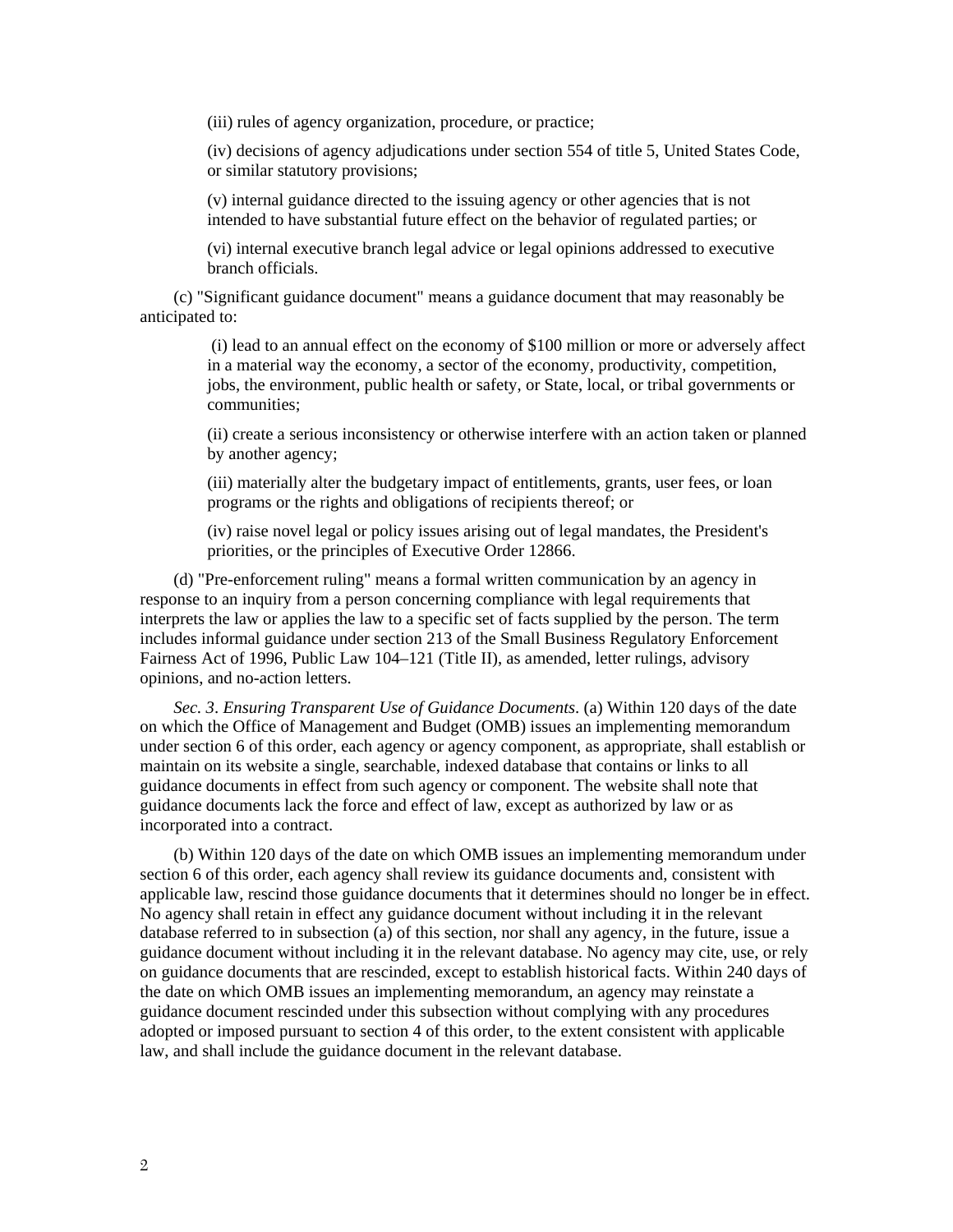(iii) rules of agency organization, procedure, or practice;

(iv) decisions of agency adjudications under section 554 of title 5, United States Code, or similar statutory provisions;

(v) internal guidance directed to the issuing agency or other agencies that is not intended to have substantial future effect on the behavior of regulated parties; or

(vi) internal executive branch legal advice or legal opinions addressed to executive branch officials.

(c) "Significant guidance document" means a guidance document that may reasonably be anticipated to:

(i) lead to an annual effect on the economy of $100 million or more or adversely affect in a material way the economy, a sector of the economy, productivity, competition, jobs, the environment, public health or safety, or State, local, or tribal governments or communities;

(ii) create a serious inconsistency or otherwise interfere with an action taken or planned by another agency;

(iii) materially alter the budgetary impact of entitlements, grants, user fees, or loan programs or the rights and obligations of recipients thereof; or

(iv) raise novel legal or policy issues arising out of legal mandates, the President's priorities, or the principles of Executive Order 12866.

(d) "Pre-enforcement ruling" means a formal written communication by an agency in response to an inquiry from a person concerning compliance with legal requirements that interprets the law or applies the law to a specific set of facts supplied by the person. The term includes informal guidance under section 213 of the Small Business Regulatory Enforcement Fairness Act of 1996, Public Law 104–121 (Title II), as amended, letter rulings, advisory opinions, and no-action letters.

*Sec. 3*. *Ensuring Transparent Use of Guidance Documents*. (a) Within 120 days of the date on which the Office of Management and Budget (OMB) issues an implementing memorandum under section 6 of this order, each agency or agency component, as appropriate, shall establish or maintain on its website a single, searchable, indexed database that contains or links to all guidance documents in effect from such agency or component. The website shall note that guidance documents lack the force and effect of law, except as authorized by law or as incorporated into a contract.

(b) Within 120 days of the date on which OMB issues an implementing memorandum under section 6 of this order, each agency shall review its guidance documents and, consistent with applicable law, rescind those guidance documents that it determines should no longer be in effect. No agency shall retain in effect any guidance document without including it in the relevant database referred to in subsection (a) of this section, nor shall any agency, in the future, issue a guidance document without including it in the relevant database. No agency may cite, use, or rely on guidance documents that are rescinded, except to establish historical facts. Within 240 days of the date on which OMB issues an implementing memorandum, an agency may reinstate a guidance document rescinded under this subsection without complying with any procedures adopted or imposed pursuant to section 4 of this order, to the extent consistent with applicable law, and shall include the guidance document in the relevant database.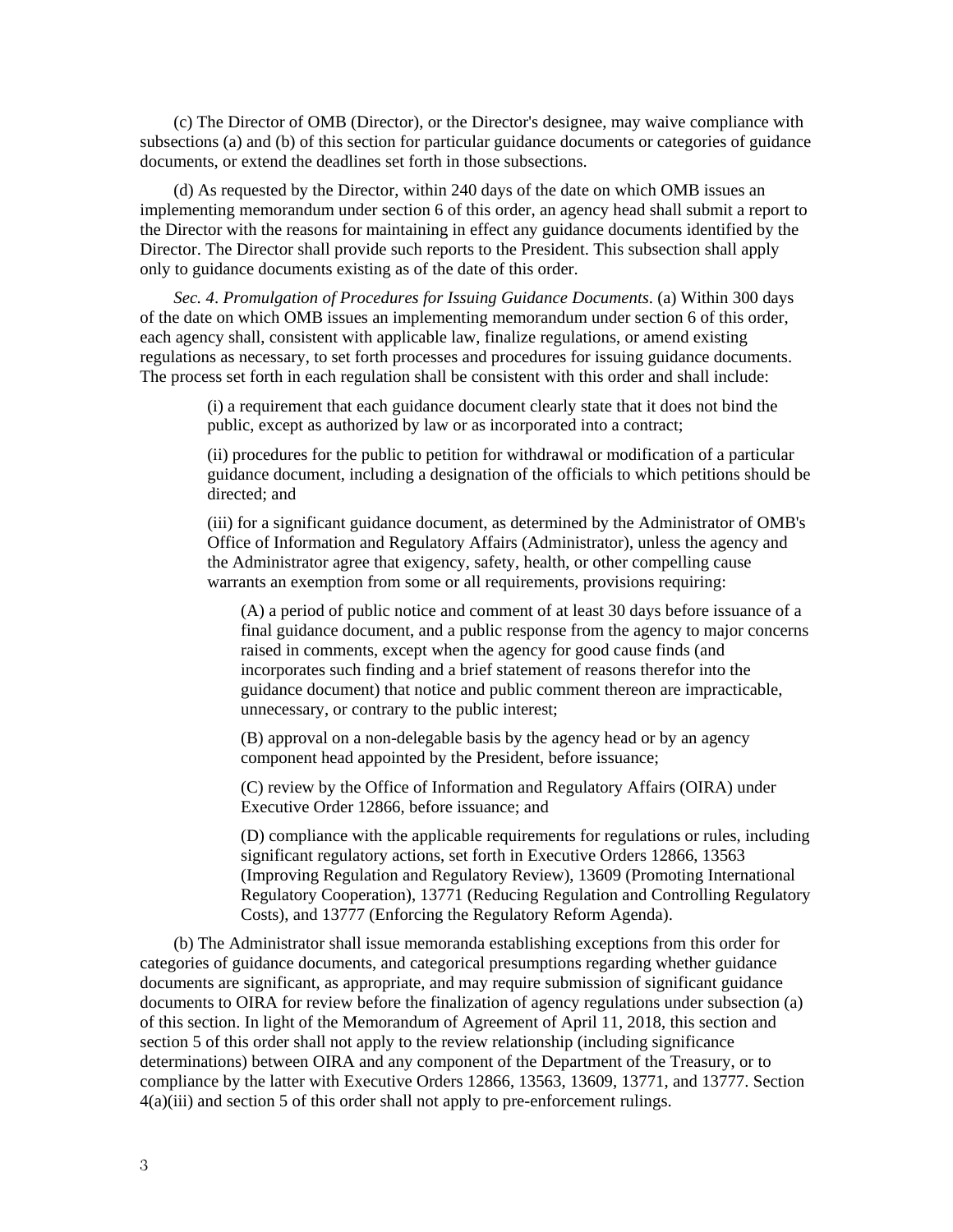(c) The Director of OMB (Director), or the Director's designee, may waive compliance with subsections (a) and (b) of this section for particular guidance documents or categories of guidance documents, or extend the deadlines set forth in those subsections.

(d) As requested by the Director, within 240 days of the date on which OMB issues an implementing memorandum under section 6 of this order, an agency head shall submit a report to the Director with the reasons for maintaining in effect any guidance documents identified by the Director. The Director shall provide such reports to the President. This subsection shall apply only to guidance documents existing as of the date of this order.

*Sec. 4*. *Promulgation of Procedures for Issuing Guidance Documents*. (a) Within 300 days of the date on which OMB issues an implementing memorandum under section 6 of this order, each agency shall, consistent with applicable law, finalize regulations, or amend existing regulations as necessary, to set forth processes and procedures for issuing guidance documents. The process set forth in each regulation shall be consistent with this order and shall include:

(i) a requirement that each guidance document clearly state that it does not bind the public, except as authorized by law or as incorporated into a contract;

(ii) procedures for the public to petition for withdrawal or modification of a particular guidance document, including a designation of the officials to which petitions should be directed; and

(iii) for a significant guidance document, as determined by the Administrator of OMB's Office of Information and Regulatory Affairs (Administrator), unless the agency and the Administrator agree that exigency, safety, health, or other compelling cause warrants an exemption from some or all requirements, provisions requiring:

(A) a period of public notice and comment of at least 30 days before issuance of a final guidance document, and a public response from the agency to major concerns raised in comments, except when the agency for good cause finds (and incorporates such finding and a brief statement of reasons therefor into the guidance document) that notice and public comment thereon are impracticable, unnecessary, or contrary to the public interest;

(B) approval on a non-delegable basis by the agency head or by an agency component head appointed by the President, before issuance;

(C) review by the Office of Information and Regulatory Affairs (OIRA) under Executive Order 12866, before issuance; and

(D) compliance with the applicable requirements for regulations or rules, including significant regulatory actions, set forth in Executive Orders 12866, 13563 (Improving Regulation and Regulatory Review), 13609 (Promoting International Regulatory Cooperation), 13771 (Reducing Regulation and Controlling Regulatory Costs), and 13777 (Enforcing the Regulatory Reform Agenda).

(b) The Administrator shall issue memoranda establishing exceptions from this order for categories of guidance documents, and categorical presumptions regarding whether guidance documents are significant, as appropriate, and may require submission of significant guidance documents to OIRA for review before the finalization of agency regulations under subsection (a) of this section. In light of the Memorandum of Agreement of April 11, 2018, this section and section 5 of this order shall not apply to the review relationship (including significance determinations) between OIRA and any component of the Department of the Treasury, or to compliance by the latter with Executive Orders 12866, 13563, 13609, 13771, and 13777. Section 4(a)(iii) and section 5 of this order shall not apply to pre-enforcement rulings.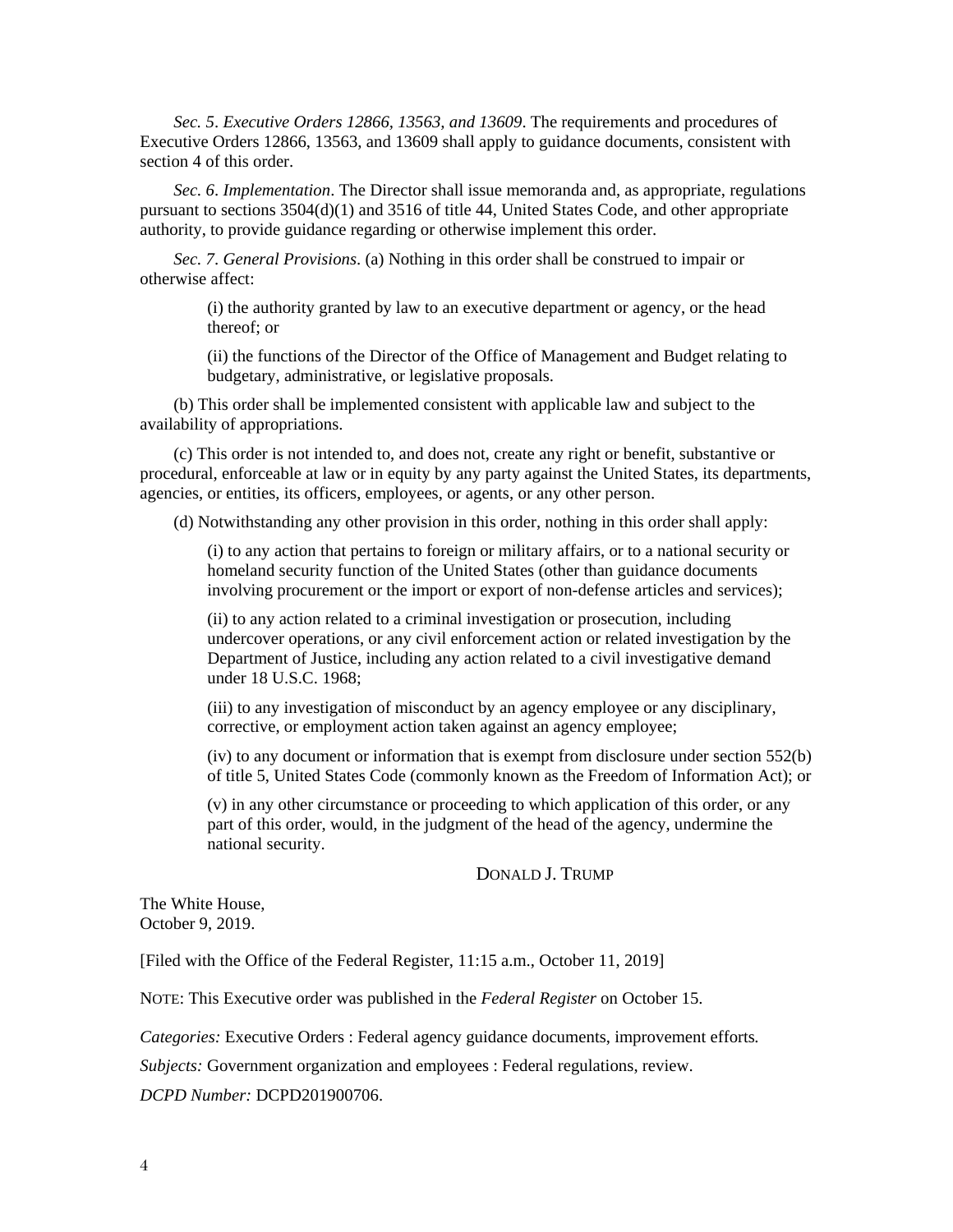*Sec. 5*. *Executive Orders 12866, 13563, and 13609*. The requirements and procedures of Executive Orders 12866, 13563, and 13609 shall apply to guidance documents, consistent with section 4 of this order.

*Sec. 6*. *Implementation*. The Director shall issue memoranda and, as appropriate, regulations pursuant to sections 3504(d)(1) and 3516 of title 44, United States Code, and other appropriate authority, to provide guidance regarding or otherwise implement this order.

*Sec. 7*. *General Provisions*. (a) Nothing in this order shall be construed to impair or otherwise affect:

> (i) the authority granted by law to an executive department or agency, or the head thereof; or
>
> (ii) the functions of the Director of the Office of Management and Budget relating to budgetary, administrative, or legislative proposals.

(b) This order shall be implemented consistent with applicable law and subject to the availability of appropriations.

(c) This order is not intended to, and does not, create any right or benefit, substantive or procedural, enforceable at law or in equity by any party against the United States, its departments, agencies, or entities, its officers, employees, or agents, or any other person.

(d) Notwithstanding any other provision in this order, nothing in this order shall apply:

> (i) to any action that pertains to foreign or military affairs, or to a national security or homeland security function of the United States (other than guidance documents involving procurement or the import or export of non-defense articles and services);
>
> (ii) to any action related to a criminal investigation or prosecution, including undercover operations, or any civil enforcement action or related investigation by the Department of Justice, including any action related to a civil investigative demand under 18 U.S.C. 1968;
>
> (iii) to any investigation of misconduct by an agency employee or any disciplinary, corrective, or employment action taken against an agency employee;
>
> (iv) to any document or information that is exempt from disclosure under section 552(b) of title 5, United States Code (commonly known as the Freedom of Information Act); or
>
> (v) in any other circumstance or proceeding to which application of this order, or any part of this order, would, in the judgment of the head of the agency, undermine the national security.

DONALD J. TRUMP

The White House,
October 9, 2019.

[Filed with the Office of the Federal Register, 11:15 a.m., October 11, 2019]

NOTE: This Executive order was published in the *Federal Register* on October 15.

*Categories:* Executive Orders : Federal agency guidance documents, improvement efforts.

*Subjects:* Government organization and employees : Federal regulations, review.

*DCPD Number:* DCPD201900706.